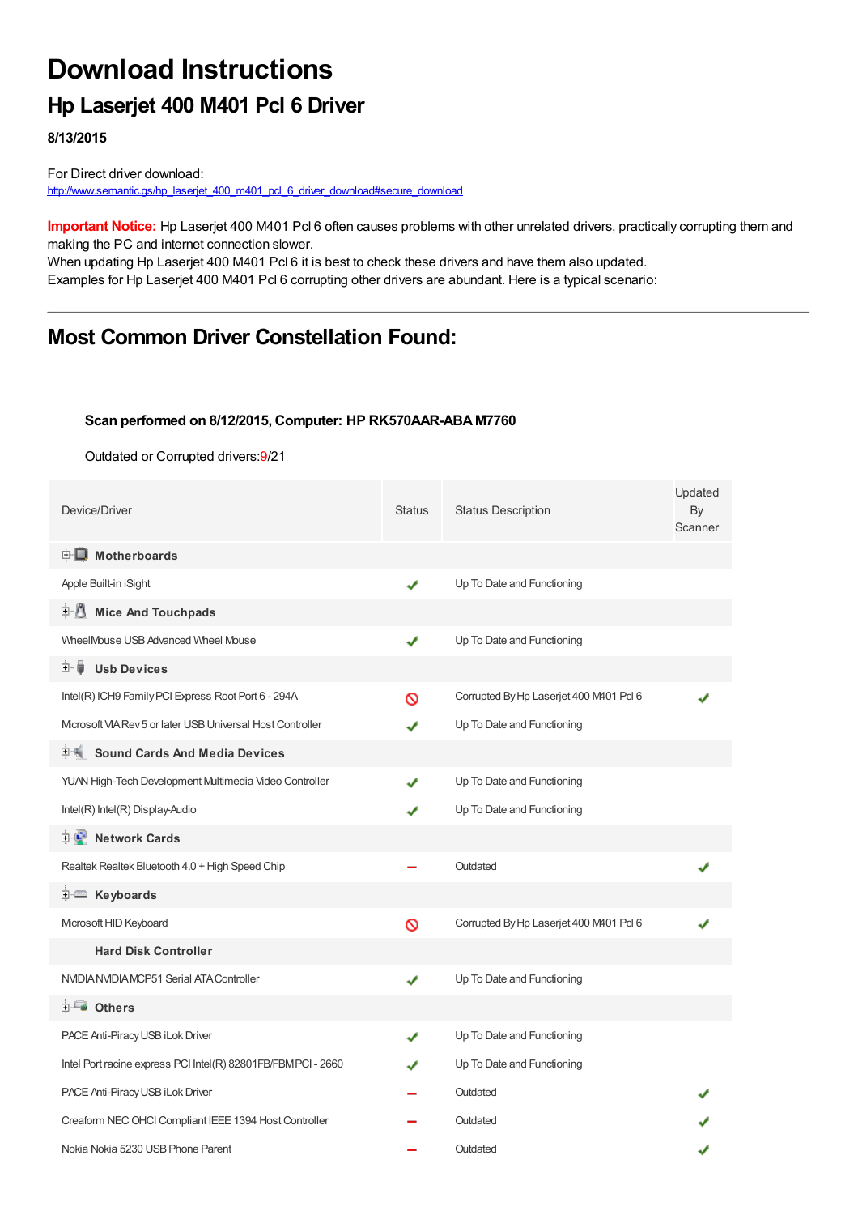# Download Instructions

## Hp Laserjet 400 M401 Pcl 6 Driver

**8/13/2015**

For Direct driver download:
http://www.semantic.gs/hp_laserjet_400_m401_pcl_6_driver_download#secure_download

**Important Notice:** Hp Laserjet 400 M401 Pcl 6 often causes problems with other unrelated drivers, practically corrupting them and making the PC and internet connection slower.
When updating Hp Laserjet 400 M401 Pcl 6 it is best to check these drivers and have them also updated.
Examples for Hp Laserjet 400 M401 Pcl 6 corrupting other drivers are abundant. Here is a typical scenario:

## Most Common Driver Constellation Found:

**Scan performed on 8/12/2015, Computer: HP RK570AAR-ABA M7760**

Outdated or Corrupted drivers: 9/21

| Device/Driver | Status | Status Description | Updated By Scanner |
|---|---|---|---|
| **Motherboards** | | | |
| Apple Built-in iSight | ✔ | Up To Date and Functioning | |
| **Mice And Touchpads** | | | |
| WheelMouse USB Advanced Wheel Mouse | ✔ | Up To Date and Functioning | |
| **Usb Devices** | | | |
| Intel(R) ICH9 Family PCI Express Root Port 6 - 294A | ⊘ | Corrupted By Hp Laserjet 400 M401 Pcl 6 | ✔ |
| Microsoft VIA Rev 5 or later USB Universal Host Controller | ✔ | Up To Date and Functioning | |
| **Sound Cards And Media Devices** | | | |
| YUAN High-Tech Development Multimedia Video Controller | ✔ | Up To Date and Functioning | |
| Intel(R) Intel(R) Display-Audio | ✔ | Up To Date and Functioning | |
| **Network Cards** | | | |
| Realtek Realtek Bluetooth 4.0 + High Speed Chip | – | Outdated | ✔ |
| **Keyboards** | | | |
| Microsoft HID Keyboard | ⊘ | Corrupted By Hp Laserjet 400 M401 Pcl 6 | ✔ |
| **Hard Disk Controller** | | | |
| NVIDIA NVIDIA MCP51 Serial ATA Controller | ✔ | Up To Date and Functioning | |
| **Others** | | | |
| PACE Anti-Piracy USB iLok Driver | ✔ | Up To Date and Functioning | |
| Intel Port racine express PCI Intel(R) 82801FB/FBM PCI - 2660 | ✔ | Up To Date and Functioning | |
| PACE Anti-Piracy USB iLok Driver | – | Outdated | ✔ |
| Creaform NEC OHCI Compliant IEEE 1394 Host Controller | – | Outdated | ✔ |
| Nokia Nokia 5230 USB Phone Parent | – | Outdated | ✔ |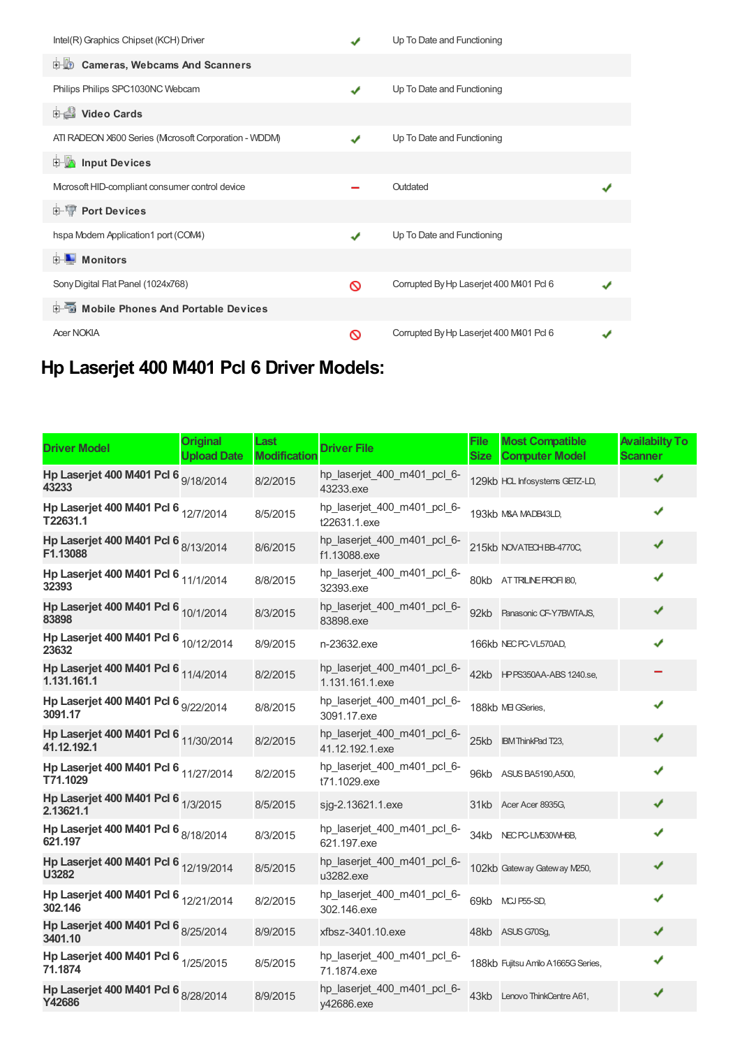| | | | |
|---|---|---|---|
| Intel(R) Graphics Chipset (KCH) Driver | ✔ | Up To Date and Functioning | |
| **Cameras, Webcams And Scanners** | | | |
| Philips Philips SPC1030NC Webcam | ✔ | Up To Date and Functioning | |
| **Video Cards** | | | |
| ATI RADEON X600 Series (Microsoft Corporation - WDDM) | ✔ | Up To Date and Functioning | |
| **Input Devices** | | | |
| Microsoft HID-compliant consumer control device | – | Outdated | ✔ |
| **Port Devices** | | | |
| hspa Modem Application1 port (COM4) | ✔ | Up To Date and Functioning | |
| **Monitors** | | | |
| Sony Digital Flat Panel (1024x768) | 🚫 | Corrupted By Hp Laserjet 400 M401 Pcl 6 | ✔ |
| **Mobile Phones And Portable Devices** | | | |
| Acer NOKIA | 🚫 | Corrupted By Hp Laserjet 400 M401 Pcl 6 | ✔ |

# Hp Laserjet 400 M401 Pcl 6 Driver Models:

| Driver Model | Original Upload Date | Last Modification | Driver File | File Size | Most Compatible Computer Model | Availabilty To Scanner |
|---|---|---|---|---|---|---|
| **Hp Laserjet 400 M401 Pcl 6 43233** | 9/18/2014 | 8/2/2015 | hp_laserjet_400_m401_pcl_6-43233.exe | 129kb | HCL Infosystems GETZ-LD, | ✔ |
| **Hp Laserjet 400 M401 Pcl 6 T22631.1** | 12/7/2014 | 8/5/2015 | hp_laserjet_400_m401_pcl_6-t22631.1.exe | 193kb | M&A MADB43LD, | ✔ |
| **Hp Laserjet 400 M401 Pcl 6 F1.13088** | 8/13/2014 | 8/6/2015 | hp_laserjet_400_m401_pcl_6-f1.13088.exe | 215kb | NOVATECH BB-4770C, | ✔ |
| **Hp Laserjet 400 M401 Pcl 6 32393** | 11/1/2014 | 8/8/2015 | hp_laserjet_400_m401_pcl_6-32393.exe | 80kb | AT TRILINE PROFI I80, | ✔ |
| **Hp Laserjet 400 M401 Pcl 6 83898** | 10/1/2014 | 8/3/2015 | hp_laserjet_400_m401_pcl_6-83898.exe | 92kb | Panasonic CF-Y7BWTAJS, | ✔ |
| **Hp Laserjet 400 M401 Pcl 6 23632** | 10/12/2014 | 8/9/2015 | n-23632.exe | 166kb | NEC PC-VL570AD, | ✔ |
| **Hp Laserjet 400 M401 Pcl 6 1.131.161.1** | 11/4/2014 | 8/2/2015 | hp_laserjet_400_m401_pcl_6-1.131.161.1.exe | 42kb | HP PS350AA-ABS 1240.se, | – |
| **Hp Laserjet 400 M401 Pcl 6 3091.17** | 9/22/2014 | 8/8/2015 | hp_laserjet_400_m401_pcl_6-3091.17.exe | 188kb | MEI GSeries, | ✔ |
| **Hp Laserjet 400 M401 Pcl 6 41.12.192.1** | 11/30/2014 | 8/2/2015 | hp_laserjet_400_m401_pcl_6-41.12.192.1.exe | 25kb | IBM ThinkPad T23, | ✔ |
| **Hp Laserjet 400 M401 Pcl 6 T71.1029** | 11/27/2014 | 8/2/2015 | hp_laserjet_400_m401_pcl_6-t71.1029.exe | 96kb | ASUS BA5190,A500, | ✔ |
| **Hp Laserjet 400 M401 Pcl 6 2.13621.1** | 1/3/2015 | 8/5/2015 | sjg-2.13621.1.exe | 31kb | Acer Acer 8935G, | ✔ |
| **Hp Laserjet 400 M401 Pcl 6 621.197** | 8/18/2014 | 8/3/2015 | hp_laserjet_400_m401_pcl_6-621.197.exe | 34kb | NEC PC-LM530WH6B, | ✔ |
| **Hp Laserjet 400 M401 Pcl 6 U3282** | 12/19/2014 | 8/5/2015 | hp_laserjet_400_m401_pcl_6-u3282.exe | 102kb | Gateway Gateway M250, | ✔ |
| **Hp Laserjet 400 M401 Pcl 6 302.146** | 12/21/2014 | 8/2/2015 | hp_laserjet_400_m401_pcl_6-302.146.exe | 69kb | MCJ P55-SD, | ✔ |
| **Hp Laserjet 400 M401 Pcl 6 3401.10** | 8/25/2014 | 8/9/2015 | xfbsz-3401.10.exe | 48kb | ASUS G70Sg, | ✔ |
| **Hp Laserjet 400 M401 Pcl 6 71.1874** | 1/25/2015 | 8/5/2015 | hp_laserjet_400_m401_pcl_6-71.1874.exe | 188kb | Fujitsu Amilo A1665G Series, | ✔ |
| **Hp Laserjet 400 M401 Pcl 6 Y42686** | 8/28/2014 | 8/9/2015 | hp_laserjet_400_m401_pcl_6-y42686.exe | 43kb | Lenovo ThinkCentre A61, | ✔ |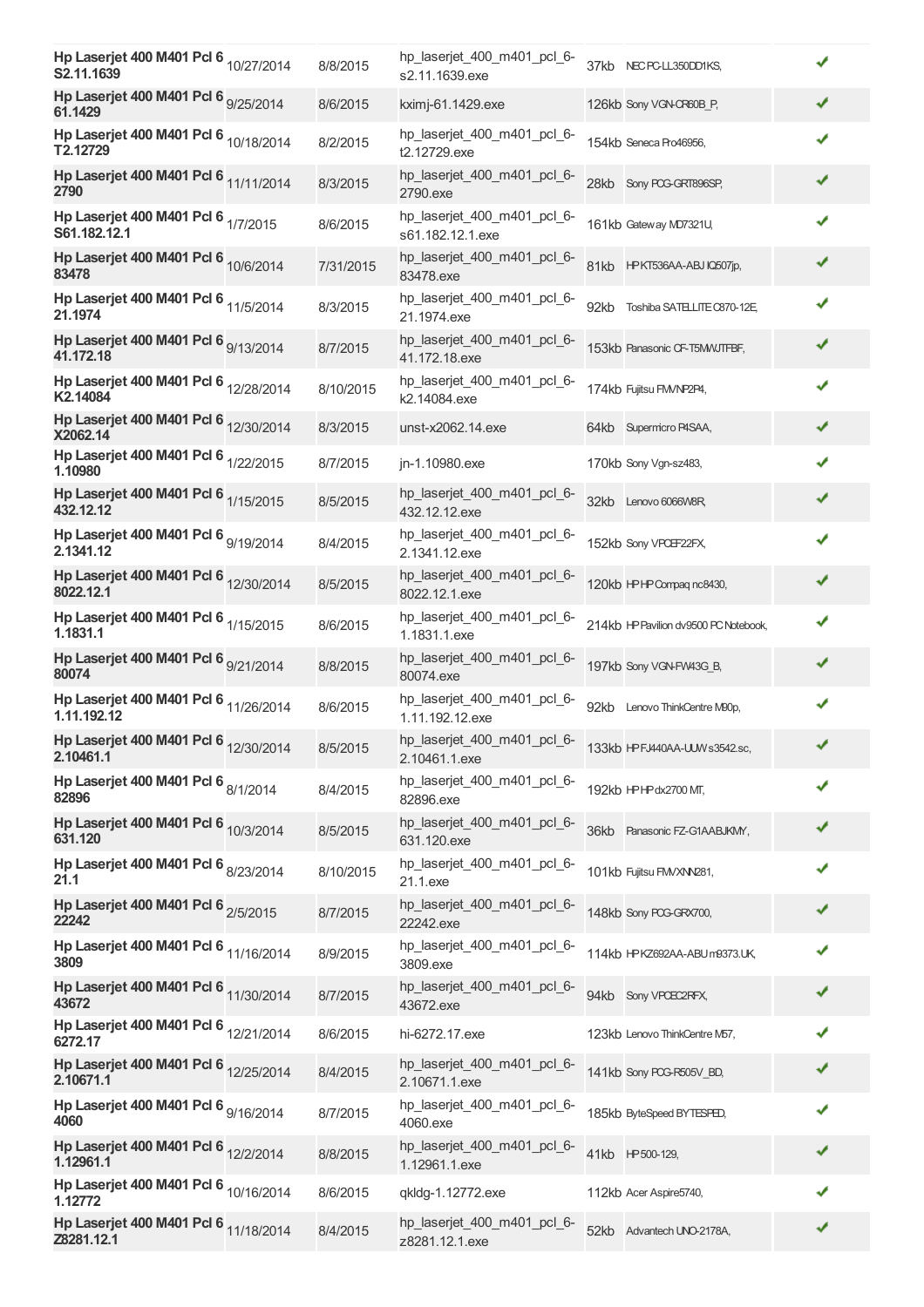| | | | | | | |
|---|---|---|---|---|---|---|
| **Hp Laserjet 400 M401 Pcl 6 S2.11.1639** | 10/27/2014 | 8/8/2015 | hp_laserjet_400_m401_pcl_6-s2.11.1639.exe | 37kb | NEC PC-LL350DD1KS, | ✔ |
| **Hp Laserjet 400 M401 Pcl 6 61.1429** | 9/25/2014 | 8/6/2015 | kximj-61.1429.exe | 126kb | Sony VGN-CR60B_P, | ✔ |
| **Hp Laserjet 400 M401 Pcl 6 T2.12729** | 10/18/2014 | 8/2/2015 | hp_laserjet_400_m401_pcl_6-t2.12729.exe | 154kb | Seneca Pro46956, | ✔ |
| **Hp Laserjet 400 M401 Pcl 6 2790** | 11/11/2014 | 8/3/2015 | hp_laserjet_400_m401_pcl_6-2790.exe | 28kb | Sony PCG-GRT896SP, | ✔ |
| **Hp Laserjet 400 M401 Pcl 6 S61.182.12.1** | 1/7/2015 | 8/6/2015 | hp_laserjet_400_m401_pcl_6-s61.182.12.1.exe | 161kb | Gateway MD7321U, | ✔ |
| **Hp Laserjet 400 M401 Pcl 6 83478** | 10/6/2014 | 7/31/2015 | hp_laserjet_400_m401_pcl_6-83478.exe | 81kb | HP KT536AA-ABJ IQ507jp, | ✔ |
| **Hp Laserjet 400 M401 Pcl 6 21.1974** | 11/5/2014 | 8/3/2015 | hp_laserjet_400_m401_pcl_6-21.1974.exe | 92kb | Toshiba SATELLITE C870-12E, | ✔ |
| **Hp Laserjet 400 M401 Pcl 6 41.172.18** | 9/13/2014 | 8/7/2015 | hp_laserjet_400_m401_pcl_6-41.172.18.exe | 153kb | Panasonic CF-T5MWJTFBF, | ✔ |
| **Hp Laserjet 400 M401 Pcl 6 K2.14084** | 12/28/2014 | 8/10/2015 | hp_laserjet_400_m401_pcl_6-k2.14084.exe | 174kb | Fujitsu FMVNP2P4, | ✔ |
| **Hp Laserjet 400 M401 Pcl 6 X2062.14** | 12/30/2014 | 8/3/2015 | unst-x2062.14.exe | 64kb | Supermicro P4SAA, | ✔ |
| **Hp Laserjet 400 M401 Pcl 6 1.10980** | 1/22/2015 | 8/7/2015 | jn-1.10980.exe | 170kb | Sony Vgn-sz483, | ✔ |
| **Hp Laserjet 400 M401 Pcl 6 432.12.12** | 1/15/2015 | 8/5/2015 | hp_laserjet_400_m401_pcl_6-432.12.12.exe | 32kb | Lenovo 6066W8R, | ✔ |
| **Hp Laserjet 400 M401 Pcl 6 2.1341.12** | 9/19/2014 | 8/4/2015 | hp_laserjet_400_m401_pcl_6-2.1341.12.exe | 152kb | Sony VPCEF22FX, | ✔ |
| **Hp Laserjet 400 M401 Pcl 6 8022.12.1** | 12/30/2014 | 8/5/2015 | hp_laserjet_400_m401_pcl_6-8022.12.1.exe | 120kb | HP HP Compaq nc8430, | ✔ |
| **Hp Laserjet 400 M401 Pcl 6 1.1831.1** | 1/15/2015 | 8/6/2015 | hp_laserjet_400_m401_pcl_6-1.1831.1.exe | 214kb | HP Pavilion dv9500 PC Notebook, | ✔ |
| **Hp Laserjet 400 M401 Pcl 6 80074** | 9/21/2014 | 8/8/2015 | hp_laserjet_400_m401_pcl_6-80074.exe | 197kb | Sony VGN-FW43G_B, | ✔ |
| **Hp Laserjet 400 M401 Pcl 6 1.11.192.12** | 11/26/2014 | 8/6/2015 | hp_laserjet_400_m401_pcl_6-1.11.192.12.exe | 92kb | Lenovo ThinkCentre M90p, | ✔ |
| **Hp Laserjet 400 M401 Pcl 6 2.10461.1** | 12/30/2014 | 8/5/2015 | hp_laserjet_400_m401_pcl_6-2.10461.1.exe | 133kb | HP FJ440AA-UUW s3542.sc, | ✔ |
| **Hp Laserjet 400 M401 Pcl 6 82896** | 8/1/2014 | 8/4/2015 | hp_laserjet_400_m401_pcl_6-82896.exe | 192kb | HP HP dx2700 MT, | ✔ |
| **Hp Laserjet 400 M401 Pcl 6 631.120** | 10/3/2014 | 8/5/2015 | hp_laserjet_400_m401_pcl_6-631.120.exe | 36kb | Panasonic FZ-G1AABJKMY, | ✔ |
| **Hp Laserjet 400 M401 Pcl 6 21.1** | 8/23/2014 | 8/10/2015 | hp_laserjet_400_m401_pcl_6-21.1.exe | 101kb | Fujitsu FMVXNN281, | ✔ |
| **Hp Laserjet 400 M401 Pcl 6 22242** | 2/5/2015 | 8/7/2015 | hp_laserjet_400_m401_pcl_6-22242.exe | 148kb | Sony PCG-GRX700, | ✔ |
| **Hp Laserjet 400 M401 Pcl 6 3809** | 11/16/2014 | 8/9/2015 | hp_laserjet_400_m401_pcl_6-3809.exe | 114kb | HP KZ692AA-ABU m9373.UK, | ✔ |
| **Hp Laserjet 400 M401 Pcl 6 43672** | 11/30/2014 | 8/7/2015 | hp_laserjet_400_m401_pcl_6-43672.exe | 94kb | Sony VPCEC2RFX, | ✔ |
| **Hp Laserjet 400 M401 Pcl 6 6272.17** | 12/21/2014 | 8/6/2015 | hi-6272.17.exe | 123kb | Lenovo ThinkCentre M57, | ✔ |
| **Hp Laserjet 400 M401 Pcl 6 2.10671.1** | 12/25/2014 | 8/4/2015 | hp_laserjet_400_m401_pcl_6-2.10671.1.exe | 141kb | Sony PCG-R505V_BD, | ✔ |
| **Hp Laserjet 400 M401 Pcl 6 4060** | 9/16/2014 | 8/7/2015 | hp_laserjet_400_m401_pcl_6-4060.exe | 185kb | ByteSpeed BYTESPED, | ✔ |
| **Hp Laserjet 400 M401 Pcl 6 1.12961.1** | 12/2/2014 | 8/8/2015 | hp_laserjet_400_m401_pcl_6-1.12961.1.exe | 41kb | HP 500-129, | ✔ |
| **Hp Laserjet 400 M401 Pcl 6 1.12772** | 10/16/2014 | 8/6/2015 | qkldg-1.12772.exe | 112kb | Acer Aspire5740, | ✔ |
| **Hp Laserjet 400 M401 Pcl 6 Z8281.12.1** | 11/18/2014 | 8/4/2015 | hp_laserjet_400_m401_pcl_6-z8281.12.1.exe | 52kb | Advantech UNO-2178A, | ✔ |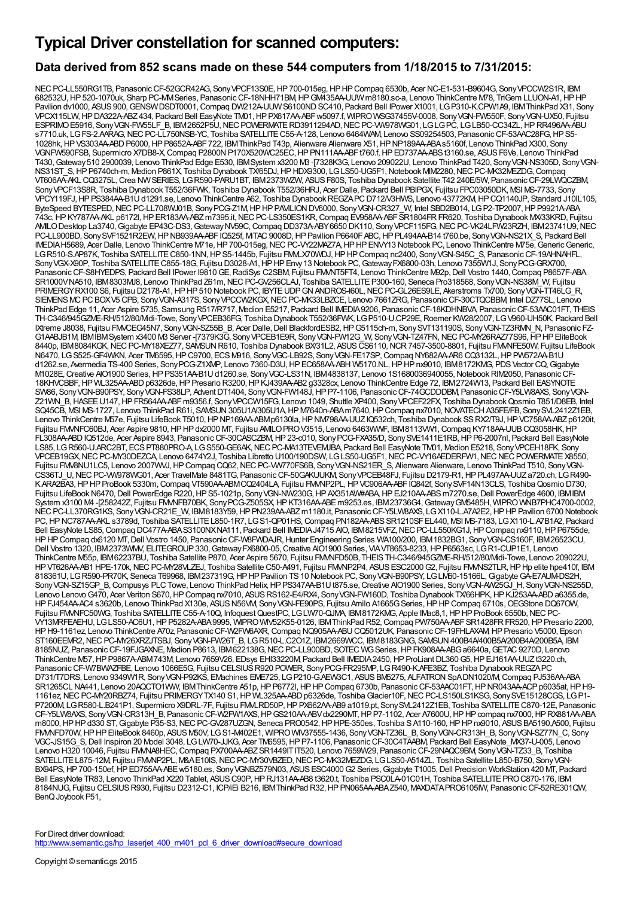# Typical Driver constellation for scanned computers:

## Data derived from 852 scans made on these 544 computers from 1/18/2015 to 7/31/2015:

NEC PC-LL550RG1TB, Panasonic CF-52GCR42AG, Sony VPCF13S0E, HP 700-015eg, HP HP Compaq 6530b, Acer NC-E1-531-B9604G, Sony VPCCW2S1R, IBM 682532U, HP 520-1070uk, Sharp PC-MM Series, Panasonic CF-18NHH71BM, HP GM435AA-UUW m8180.sc-a, Lenovo ThinkCentre M78, TriGem LLUON-A1, HP HP Pavilion dv1000, ASUS 900, GENSW DSDT0001, Compaq DW212A-UUW S6100ND SC410, Packard Bell IPower X1001, LG P310-K.CPW1A9, IBM ThinkPad X31, Sony VPCX115LW, HP DA322A-ABZ 434, Packard Bell EasyNote TM01, HP PX617AA-ABF w5097.f, WIPRO WSG37455V-0008, Sony VGN-FW550F, Sony VGN-UX50, Fujitsu ESPRIMO E5916, Sony VGN-FW55LF_B, IBM 2652P5U, NEC POWERMATE RD3911294AD, NEC PC-VW978WG01, LG LG PC, LG LB50-CC34ZL, HP RR496AA-ABU s7710.uk, LG FS-2.AARAG, NEC PC-LL750NSB-YC, Toshiba SATELLITE C55-A-128, Lenovo 6464WAM, Lenovo SS09254503, Panasonic CF-53AAC28FG, HP S5-1028hk, HP VS303AA-ABD P6000, HP P8652A-ABF 722, IBM ThinkPad T43p, Alienware Alienware X51, HP NP189AA-ABA s5160f, Lenovo ThinkPad X300, Sony VGNFW590FSB, Supermicro X7DB8-X, Compaq P2800N P170X520WC25EC, HP PN111AA-ABF t760.f, HP ED737AA-ABS t3160.se, ASUS F6Ve, Lenovo ThinkPad T430, Gateway 510 2900039, Lenovo ThinkPad Edge E530, IBM System x3200 M3 -[7328K3G, Lenovo 209022U, Lenovo ThinkPad T420, Sony VGN-NS305D, Sony VGN-NS31ST_S, HP P6740ch-m, Medion P861X, Toshiba Dynabook TX/65DJ, HP HDX9300, LG LS50-UG5F1, Notebook MIM2280, NEC PC-MK32MEZDG, Compaq VT606AA-AKL CQ3275L, Crea NW SERIES, LG R590-PARU1BT, IBM 2373WZW, ASUS F80S, Toshiba Dynabook Satellite T42 240E/5W, Panasonic CF-29LWQCZBM, Sony VPCF13S8R, Toshiba Dynabook T552/36FWK, Toshiba Dynabook T552/36HRJ, Acer Dalle, Packard Bell PBIPGX, Fujitsu FPC03050DK, MSI MS-7733, Sony VPCY119FJ, HP PS384AA-B1U d1291.se, Lenovo ThinkCentre A62, Toshiba Dynabook REGZA PC D712/V3HWS, Lenovo 43772KM, HP CQ1140JP, Standard J10IL105, ByteSpeed BYTESPED, NEC PC-LL708WJ01B, Sony PCG-Z1M, HP HP PAVILION DV6000, Sony VGN-CR327_W, Intel SBD2B014, LG P2-TP2007, HP P9921A-ABA 743c, HP KY787AA-AKL p6172l, HP ER183AA-ABZ m7395.it, NEC PC-LS350ES1KR, Compaq EV958AA-ABF SR1804FR FR620, Toshiba Dynabook MX/33KRD, Fujitsu AMILO Desktop La3740, Gigabyte EP43C-DS3, Gateway NV59C, Compaq DD373A-ABY 6650 DK110, Sony VPCF115FG, NEC PC-VK24LFW23RZH, IBM 23741U9, NEC PC-LL900BD, Sony SVF1521R2EW, HP NB939AA-ABF IQ525f, MITAC 9008D, HP Pavilion P6640F ABC, HP PL494AA-B14 t760.be, Sony VGN-NS21X_S, Packard Bell IMEDIA H5689, Acer Dalle, Lenovo ThinkCentre M71e, HP 700-015eg, NEC PC-VY22MAZ7A, HP HP ENVY13 Notebook PC, Lenovo ThinkCentre M75e, Generic Generic, LG R510-S.AP87K, Toshiba SATELLITE C850-1NN, HP S5-1445b, Fujitsu FMLX70WDJ, HP HP Compaq nc2400, Sony VGN-S45C_S, Panasonic CF-19AHNAHFL, Sony VGX-X90P, Toshiba SATELLITE C855-18G, Fujitsu D3028-A1, HP HP Envy 13 Notebook PC, Gateway FX6800-03h, Lenovo 7355W1J, Sony PCG-GRX700, Panasonic CF-S8HYEDPS, Packard Bell IPower I9810 GE, RadiSys C2SBM, Fujitsu FMVNT5FT4, Lenovo ThinkCentre M92p, Dell Vostro 1440, Compaq P8657F-ABA SR1000V NA510, IBM 8303MJ8, Lenovo ThinkPad Z61m, NEC PC-GV256CLAJ, Toshiba SATELLITE P300-160, Seneca Pro318568, Sony VGN-NS38M_W, Fujitsu PRIMERGY RX100 S6, Fujitsu D2178-A1, HP HP 510 Notebook PC, IBYTE UDP GN ANDROS-I60L, NEC PC-GL26ES9LE, Akerstroms Tx700, Sony VGN-TT46LG_R, SIEMENS MC PC BOX V5 CPB, Sony VGN-A317S, Sony VPCCW2KGX, NEC PC-MK33LBZCE, Lenovo 7661ZRG, Panasonic CF-30CTQCBBM, Intel DZ77SL, Lenovo ThinkPad Edge 11, Acer Aspire 5735, Samsung R517/R717, Medion E5217, Packard Bell IMEDIA 9206, Panasonic CF-18KDHNBVA, Panasonic CF-53AAC01FT, THEIS TH-C346/945GZME-RH/512/80/Midi-Towe, Sony VPCEB36FG, Toshiba Dynabook T552/36FWK, LG P510-U.CP29E, Roemer KW28/2007, LG V960-UH50K, Packard Bell IXtreme J8038, Fujitsu FMVCEG45N7, Sony VGN-SZ55B_B, Acer Dalle, Dell BlackfordESB2, HP G5115ch-m, Sony SVT131190S, Sony VGN-TZ3RMN_N, Panasonic FZ-G1AABJB1M, IBM IBM System x3400 M3 Server -[7379K3G, Sony VPCEB1E9R, Sony VGN-FW12G_W, Sony VGN-TZ47FN, NEC PC-MY26RAZ77S96, HP HP EliteBook 8440p, IBM 8084KGK, NEC PC-MY18XEZ77, SAMSUN R610, Toshiba Dynabook BX/31L2, ASUS CS6110, NCR 7457-3500-8801, Fujitsu FMVNFE50W, Fujitsu LifeBook N6470, LG S525-GF4WKN, Acer TM6595, HP C9700, ECS M916, Sony VGC-LB92S, Sony VGN-FE17SP, Compaq NY682AA-AR6 CQ3132L, HP PW572AA-B1U d1262.se, Avermedia TS-400 Series, Sony PCG-Z1XMP, Lenovo 7360-D3U, HP EC658AA-ABH W5170.NL, HP HP nx9010, IBM 8172KMG, PDS Vector CQ, Gigabyte M1028E, Creative AIO1900 Series, HP PS351AA-B1U d1260.se, Sony VGC-LS31N, IBM 4838137, Lenovo 1S1680036940055, Notebook RIM2050, Panasonic CF-18KHVCBBF, HP WL325AA-ABD p6326de, HP Presario R3200, HP KJ439AA-AB2 g3328cx, Lenovo ThinkCentre Edge 72, IBM 2724W13, Packard Bell EASYNOTE SW86, Sony VGN-B90PSY, Sony VGN-FS38LP, Advent DT1404, Sony VGN-FW148J, HP P7-1106, Panasonic CF-74GCDDDBM, Panasonic CF-Y5LW8AXS, Sony VGN-Z21WN_B, HASEE U147, HP FR564AA-ABF m9356.f, Sony VPCCW15FG, Lenovo 1049, Shuttle XP400, Sony VPCEF22FX, Toshiba Dynabook Qosmio T851/D8EB, Intel SQ45CB, MSI MS-1727, Lenovo ThinkPad R61i, SAMSUN 305U1A/305U1A, HP M7640n-ABA m7640, HP Compaq nx7010, NOVATECH A35FE/FB, Sony SVL2412Z1EB, Lenovo ThinkCentre M57e, Fujitsu LifeBook T5010, HP NP169AA-ABM p6130la, HP NM798AA-UUZ IQ532ch, Toshiba Dynabook SS RX2/T9J, HP VC758AA-ABZ p6120it, Fujitsu FMVNFC60BJ, Acer Aspire 9810, HP HP dx2000 MT, Fujitsu AMILO PRO V3515, Lenovo 6463WWF, IBM 8113WV1, Compaq KY718AA-UUB CQ3058HK, HP FL308AA-ABD IQ512de, Acer Aspire 8943, Panasonic CF-30CASCZBM, HP 23-c010, Sony PCG-FXA35/D, Sony SVE1411E1RB, HP P6-2007nl, Packard Bell EasyNote LS85, LG R560-U.ARC2BT, ECS PT880PRO-A, LG S550-GE6AK, NEC PC-MA13TEVEMJBA, Packard Bell EasyNote TM01, Medion E5218, Sony VPCEH18FK, Sony VPCEB19GX, NEC PC-MY30DEZCA, Lenovo 6474Y2J, Toshiba Libretto U100/190DSW, LG LS50-UG5F1, NEC PC-VY16AEDERFW1, NEC NEC POWERMATE X8550, Fujitsu FMV8NU1LC5, Lenovo 2007WVJ, HP Compaq CQ62, NEC PC-VW770FS6B, Sony VGN-NS21ER_S, Alienware Alienware, Lenovo ThinkPad T510, Sony VGN-CS36TJ_U, NEC PC-VW978WG01, Acer TravelMate 8481TG, Panasonic CF-50GAKUUKM, Sony VPCEB48FJ, Fujitsu D2179-R1, HP PL497AA-UUZ a720.ch, LG R490-K.ARA2BA3, HP HP ProBook 5330m, Compaq VT590AA-ABM CQ2404LA, Fujitsu FMVNP2PL, HP VC906AA-ABF IQ842f, Sony SVF14N13CLS, Toshiba Qosmio D730, Fujitsu LifeBook N6470, Dell PowerEdge R220, HP S5-1021p, Sony VGN-NW230G, HP AX351AW#ABA, HP EJ210AA-ABS m7270.se, Dell PowerEdge 4600, IBM IBM System x3100 M4 -[258242Z, Fujitsu FMVNFB70BK, Sony PCG-Z505SX, HP KT316AA-ABE m9253.es, IBM 23736G4, Gateway GM5485H, WIPRO WNB7PHC4700-0002, NEC PC-LL370RG1KS, Sony VGN-CR21E_W, IBM 8183Y59, HP PN239AA-ABZ m1180.it, Panasonic CF-Y5LW8AXS, LG X110-L.A7A2E2, HP HP Pavilion 6700 Notebook PC, HP NC787AA-AKL s3789d, Toshiba SATELLITE L850-1R7, LG S1-QP01HS, Compaq PN182AA-ABS SR1210SF EL440, MSI MS-7183, LG X110-L.A7B1A2, Packard Bell EasyNote LS85, Compaq DC477A-ABA S3100NX NA111, Packard Bell IMEDIA J4715 AIO, IBM 8215VFZ, NEC PC-LL550KG1J, HP Compaq nx9110, HP P6755de, HP HP Compaq dx6120 MT, Dell Vostro 1450, Panasonic CF-W8FWDAJR, Hunter Engineering Series WA100/200, IBM 1832BG1, Sony VGN-CS160F, IBM 26523CU, Dell Vostro 1320, IBM 2373WMV, ELITEGROUP 330, Gateway FX6800-05, Creative AIO1900 Series, VIA VT8653-8233, HP P6563sc, LG R1-CUP1E1, Lenovo ThinkCentre M55p, IBM 62237BU, Toshiba Satellite P870, Acer Aspire 5670, Fujitsu FMVNFD50B, THEIS TH-C346/945GZME-RH/512/80/Midi-Towe, Lenovo 209022U, HP VT626AA-AB1 HPE-170k, NEC PC-MY28VLZEJ, Toshiba Satellite C50-A491, Fujitsu FMVNP2P4, ASUS ESC2000 G2, Fujitsu FMVNS2TLR, HP Hp elite hpe410f, IBM 818361U, LG R590-PR70K, Seneca T69968, IBM 237319G, HP HP Pavilion TS 10 Notebook PC, Sony VGN-B90PSY, LG LM60-15166L, Gigabyte GA-E7AUM-DS2H, Sony VGN-SZ15GP_B, Compusys PLC Towe, Lenovo ThinkPad Helix, HP PS347AA-B1U t875.se, Creative AIO1900 Series, Sony VGN-AW25GJ_H, Sony VGN-NS255D, Lenovo Lenovo G470, Acer Veriton S670, HP Compaq nx7010, ASUS RS162-E4/RX4, Sony VGN-FW160D, Toshiba Dynabook TX/66HPK, HP KJ253AA-ABD a6355.de, HP FJ454AA-AC4 s3620b, Lenovo ThinkPad X130e, ASUS N56VM, Sony VGN-FE90PS, Fujitsu Amilo A1665G Series, HP HP Compaq 6710s, OEGStone DQ67OW, Fujitsu FMVNFC50WG, Toshiba SATELLITE C55-A-10Q, Infoquest QuestPC, LG LW70-QJMA, IBM 8172KMG, Apple IMac8,1, HP HP ProBook 6550b, NEC PC-VY13MRFEAEHU, LG LS50-AC6U1, HP P5282A-ABA 9995, WIPRO WIV52K55-0126, IBM ThinkPad R52, Compaq PW750AA-ABF SR1428FR FR520, HP Presario 2200, HP H9-1161ez, Lenovo ThinkCentre A70z, Panasonic CF-W2FW6AXR, Compaq NQ905AA-ABU CQ5012UK, Panasonic CF-19FHLAXAM, HP Presario V5000, Epson ST160EEMR2, NEC PC-MY26XRZJTSBJ, Sony VGN-FW26T_B, LG R510-L.C2O1Z, IBM 2669WCC, IBM 8183GNG, SAMSUN 400B4A/400B5A/200B4A/200B5A, IBM 8185NUZ, Panasonic CF-19FJGAXNE, Medion P8613, IBM 622138G, NEC PC-LL900BD, SOTEC WG Series, HP FK908AA-ABG a6640a, GETAC 9270D, Lenovo ThinkCentre M57, HP P9867A-ABM 743M, Lenovo 7659V26, ELEGANCE 61PT, Fujitsu CELSIUS R920 POWER, Sony PCG-FR295MP, LG R490-K.AFE3BZ, Toshiba Dynabook REGZA PC D731/T7DRS, Lenovo 9349W1R, Sony VGN-P92KS, EMachines EME725, LG P210-G.AEW3C1, ASUS BM5275, ALFATRON SPA DN1020/M, Compaq PJ536AA-ABA SR1265CL NA441, Lenovo 20AQCTO1WW, IBM ThinkCentre A51p, HP P6772l, HP HP Compaq 6730b, Panasonic CF-53AAC01FT, HP NR043AA-ACP p6035at, HP H9-1161ez, NEC PC-MY20RBZ74, Fujitsu PRIMERGY TX140 S1, HP WL325AA-ABD p6326de, Toshiba Glacier10F, NEC PC-LS150LS1KSG, Sony SVE15128CGS, LG P1-P7200M, LG R580-L.B241P1, Supermicro X9DRL-7F, Fujitsu FMMLRD50P, HP PX662AA-AB9 a1019.pt, Sony SVL2412Z1EB, Toshiba SATELLITE C870-12E, Panasonic CF-Y5LW8AXS, Sony VGN-CR313H_B, Panasonic CF-W2FW1AXS, HP GS210AA-ABV dx2290MT, HP P7-1102, Acer A7600U, HP HP compaq nx7000, HP RX881AA-ABA m8000, HP HP d330 ST, Gigabyte P35-S3, NEC PC-GV287UZGN, Seneca PRO0542, HP HPE-350es, Toshiba S A110-160, HP HP nx9010, ASUS BA5190,A500, Fujitsu FMVNFD70W, HP HP EliteBook 8460p, ASUS M50V, LG S1-M402E1, WIPRO WIV37555-1436, Sony VGN-TZ36L_B, Sony VGN-CR313H_B, Sony VGN-SZ77N_C, Sony VGC-JS15G_S, Dell Inspiron 20 Model 3048, LG LW70-JJKG, Acer TM6595, HP P7-1106, Panasonic CF-30C4TAABM, Packard Bell EasyNote_MX37-U-005, Lenovo Lenovo H320 10046, Fujitsu FMVNA8HEC, Compaq PX700AA-ABZ SR1449IT IT520, Lenovo 7659W29, Panasonic CF-29NAQC9BM, Sony VGN-TZ33_B, Toshiba SATELLITE L875-12M, Fujitsu FMVNP2PL, M&A E10IS, NEC PC-MY30VBZED, NEC PC-MK32MEZDG, LG LS50-A514ZL, Toshiba Satellite L850-B750, Sony VGN-BX94PS, HP 700-150ef, HP ED755AA-ABE w5180.es, Sony VGNBZ579N03, ASUS ESC4000 G2 Series, Gigabyte T1005, Dell Precision WorkStation 420 MT, Packard Bell EasyNote TR83, Lenovo ThinkPad X220 Tablet, ASUS C90P, HP RJ131AA-AB8 t3620.t, Toshiba PSC0LA-01C01H, Toshiba SATELLITE PRO C870-176, IBM 8184NUG, Fujitsu CELSIUS R930, Fujitsu D2312-C1, ICP/iEi B216, IBM ThinkPad R32, HP PN065AA-ABA Z540, MAXDATA PRO6105IW, Panasonic CF-52RE301QW, BenQ Joybook P51,

For Direct driver download:
http://www.semantic.gs/hp_laserjet_400_m401_pcl_6_driver_download#secure_download

Copyright © semantic.gs 2015